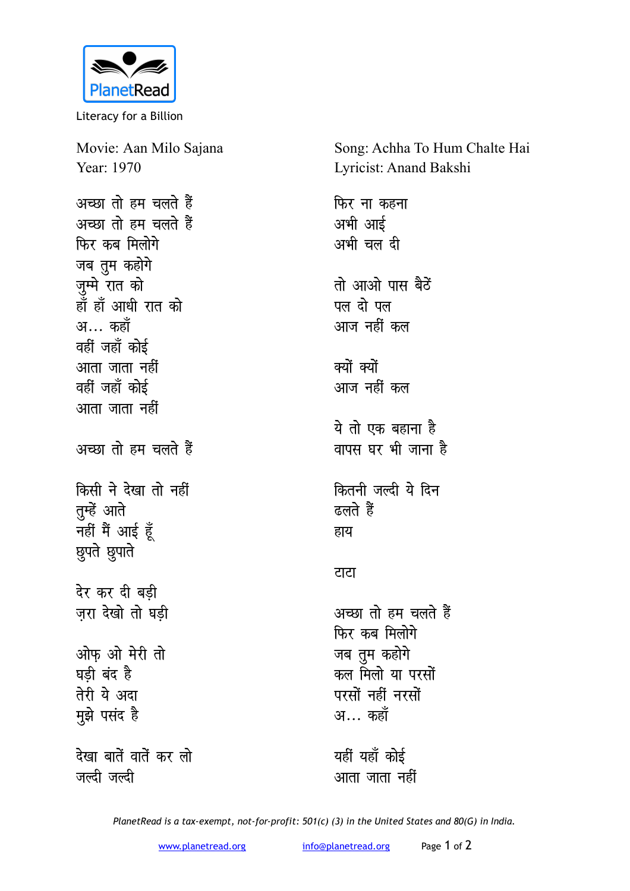PlanetRead

Literacy for a Billion

Movie: Aan Milo Sajana
Year: 1970

Song: Achha To Hum Chalte Hai
Lyricist: Anand Bakshi

अच्छा तो हम चलते हैं
अच्छा तो हम चलते हैं
फिर कब मिलोगे
जब तुम कहोगे
जुम्मे रात को
हाँ हाँ आधी रात को
अ... कहाँ
वहीं जहाँ कोई
आता जाता नहीं
वहीं जहाँ कोई
आता जाता नहीं

अच्छा तो हम चलते हैं

किसी ने देखा तो नहीं
तुम्हें आते
नहीं मैं आई हूँ
छुपते छुपाते

देर कर दी बड़ी
ज़रा देखो तो घड़ी

ओफ़ ओ मेरी तो
घड़ी बंद है
तेरी ये अदा
मुझे पसंद है

देखा बातें वातें कर लो
जल्दी जल्दी

फिर ना कहना
अभी आई
अभी चल दी

तो आओ पास बैठें
पल दो पल
आज नहीं कल

क्यों क्यों
आज नहीं कल

ये तो एक बहाना है
वापस घर भी जाना है

कितनी जल्दी ये दिन
ढलते हैं
हाय

टाटा

अच्छा तो हम चलते हैं
फिर कब मिलोगे
जब तुम कहोगे
कल मिलो या परसों
परसों नहीं नरसों
अ... कहाँ

यहीं यहाँ कोई
आता जाता नहीं

*PlanetRead is a tax-exempt, not-for-profit: 501(c) (3) in the United States and 80(G) in India.*

www.planetread.org info@planetread.org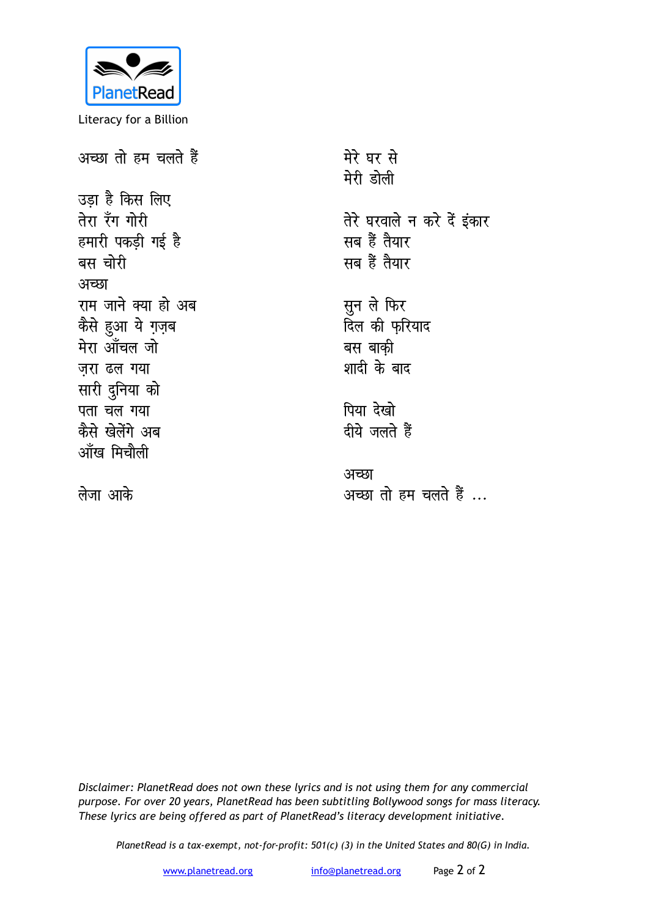PlanetRead

Literacy for a Billion

अच्छा तो हम चलते हैं

उड़ा है किस लिए
तेरा रँग गोरी
हमारी पकड़ी गई है
बस चोरी
अच्छा
राम जाने क्या हो अब
कैसे हुआ ये ग़ज़ब
मेरा आँचल जो
ज़रा ढल गया
सारी दुनिया को
पता चल गया
कैसे खेलेंगे अब
आँख मिचौली

लेजा आके

मेरे घर से
मेरी डोली

तेरे घरवाले न करे दें इंकार
सब हैं तैयार
सब हैं तैयार

सुन ले फिर
दिल की फ़रियाद
बस बाक़ी
शादी के बाद

पिया देखो
दीये जलते हैं

अच्छा
अच्छा तो हम चलते हैं ...

*Disclaimer: PlanetRead does not own these lyrics and is not using them for any commercial purpose. For over 20 years, PlanetRead has been subtitling Bollywood songs for mass literacy. These lyrics are being offered as part of PlanetRead's literacy development initiative.*

*PlanetRead is a tax-exempt, not-for-profit: 501(c) (3) in the United States and 80(G) in India.*

www.planetread.org info@planetread.org